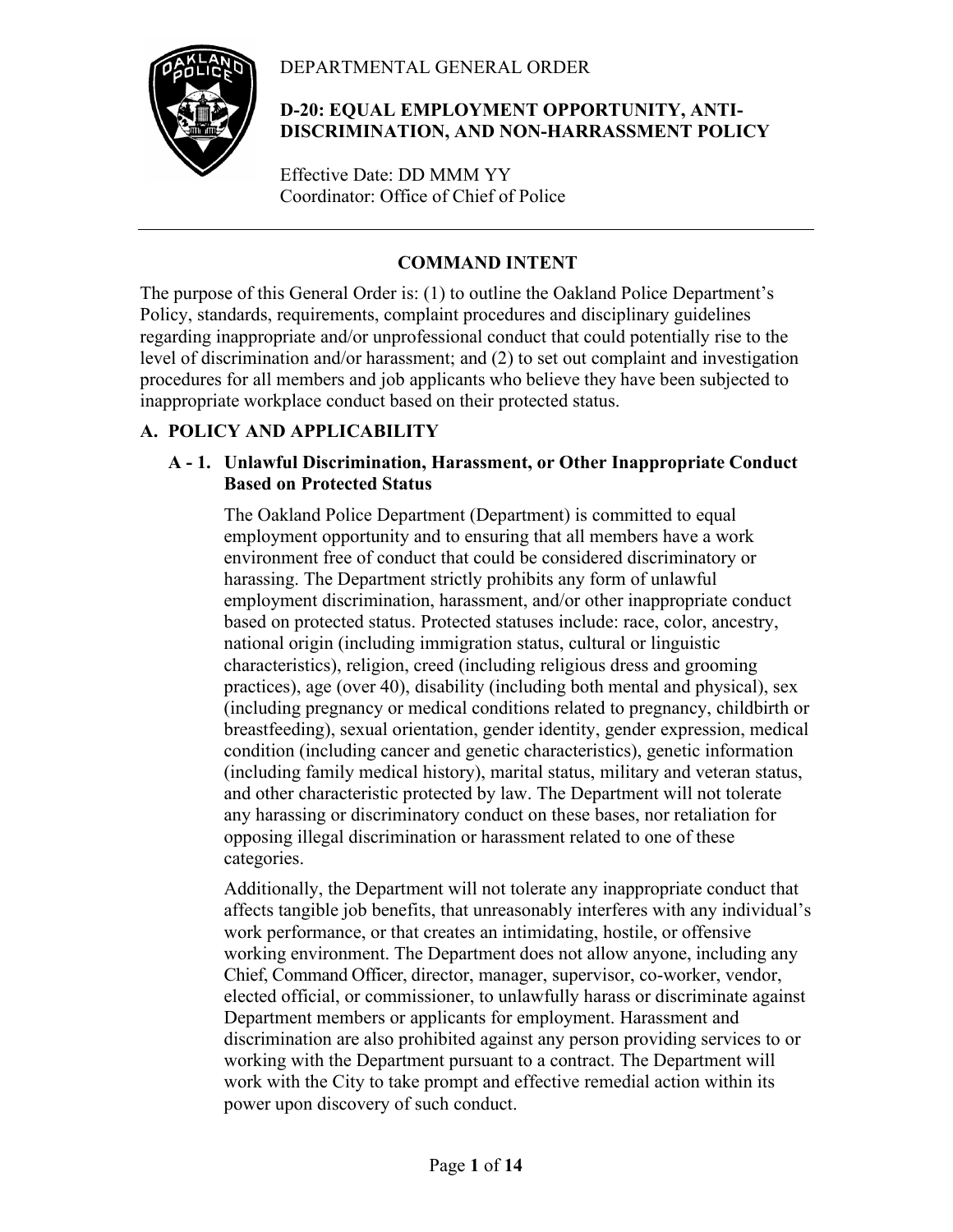DEPARTMENTAL GENERAL ORDER

# D-20: EQUAL EMPLOYMENT OPPORTUNITY, ANTI-DISCRIMINATION, AND NON-HARRASSMENT POLICY

Effective Date: DD MMM YY
Coordinator: Office of Chief of Police

---

## COMMAND INTENT

The purpose of this General Order is: (1) to outline the Oakland Police Department's Policy, standards, requirements, complaint procedures and disciplinary guidelines regarding inappropriate and/or unprofessional conduct that could potentially rise to the level of discrimination and/or harassment; and (2) to set out complaint and investigation procedures for all members and job applicants who believe they have been subjected to inappropriate workplace conduct based on their protected status.

## A. POLICY AND APPLICABILITY

### A - 1. Unlawful Discrimination, Harassment, or Other Inappropriate Conduct Based on Protected Status

The Oakland Police Department (Department) is committed to equal employment opportunity and to ensuring that all members have a work environment free of conduct that could be considered discriminatory or harassing. The Department strictly prohibits any form of unlawful employment discrimination, harassment, and/or other inappropriate conduct based on protected status. Protected statuses include: race, color, ancestry, national origin (including immigration status, cultural or linguistic characteristics), religion, creed (including religious dress and grooming practices), age (over 40), disability (including both mental and physical), sex (including pregnancy or medical conditions related to pregnancy, childbirth or breastfeeding), sexual orientation, gender identity, gender expression, medical condition (including cancer and genetic characteristics), genetic information (including family medical history), marital status, military and veteran status, and other characteristic protected by law. The Department will not tolerate any harassing or discriminatory conduct on these bases, nor retaliation for opposing illegal discrimination or harassment related to one of these categories.

Additionally, the Department will not tolerate any inappropriate conduct that affects tangible job benefits, that unreasonably interferes with any individual's work performance, or that creates an intimidating, hostile, or offensive working environment. The Department does not allow anyone, including any Chief, Command Officer, director, manager, supervisor, co-worker, vendor, elected official, or commissioner, to unlawfully harass or discriminate against Department members or applicants for employment. Harassment and discrimination are also prohibited against any person providing services to or working with the Department pursuant to a contract. The Department will work with the City to take prompt and effective remedial action within its power upon discovery of such conduct.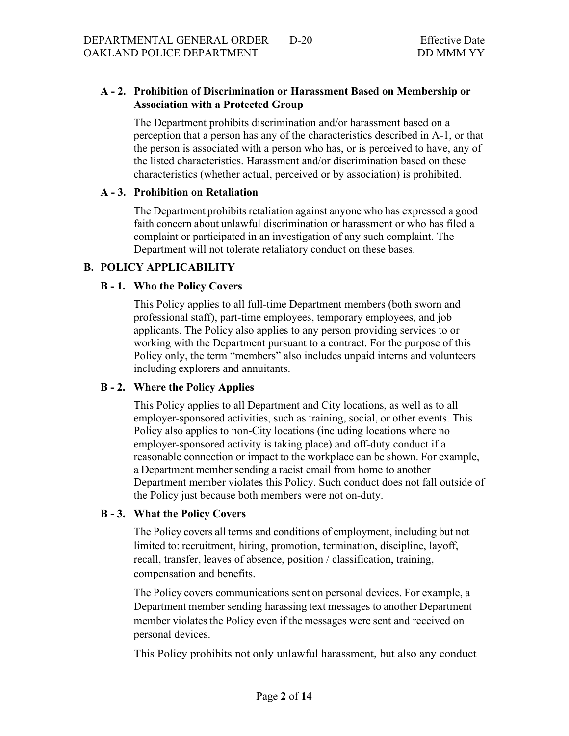### A - 2. Prohibition of Discrimination or Harassment Based on Membership or Association with a Protected Group

The Department prohibits discrimination and/or harassment based on a perception that a person has any of the characteristics described in A-1, or that the person is associated with a person who has, or is perceived to have, any of the listed characteristics. Harassment and/or discrimination based on these characteristics (whether actual, perceived or by association) is prohibited.

### A - 3. Prohibition on Retaliation

The Department prohibits retaliation against anyone who has expressed a good faith concern about unlawful discrimination or harassment or who has filed a complaint or participated in an investigation of any such complaint. The Department will not tolerate retaliatory conduct on these bases.

## B. POLICY APPLICABILITY

### B - 1. Who the Policy Covers

This Policy applies to all full-time Department members (both sworn and professional staff), part-time employees, temporary employees, and job applicants. The Policy also applies to any person providing services to or working with the Department pursuant to a contract. For the purpose of this Policy only, the term "members" also includes unpaid interns and volunteers including explorers and annuitants.

### B - 2. Where the Policy Applies

This Policy applies to all Department and City locations, as well as to all employer-sponsored activities, such as training, social, or other events. This Policy also applies to non-City locations (including locations where no employer-sponsored activity is taking place) and off-duty conduct if a reasonable connection or impact to the workplace can be shown. For example, a Department member sending a racist email from home to another Department member violates this Policy. Such conduct does not fall outside of the Policy just because both members were not on-duty.

### B - 3. What the Policy Covers

The Policy covers all terms and conditions of employment, including but not limited to: recruitment, hiring, promotion, termination, discipline, layoff, recall, transfer, leaves of absence, position / classification, training, compensation and benefits.

The Policy covers communications sent on personal devices. For example, a Department member sending harassing text messages to another Department member violates the Policy even if the messages were sent and received on personal devices.

This Policy prohibits not only unlawful harassment, but also any conduct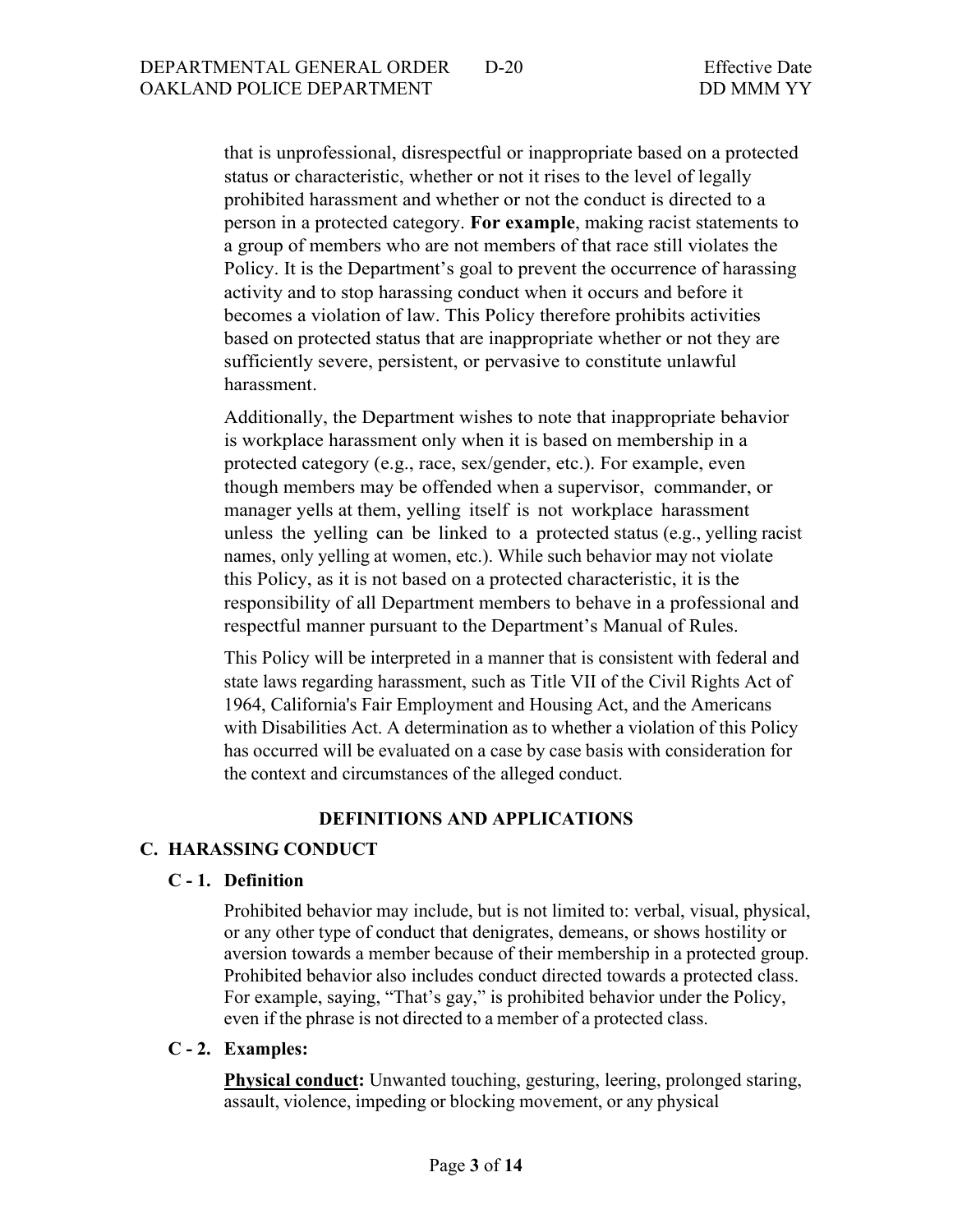that is unprofessional, disrespectful or inappropriate based on a protected status or characteristic, whether or not it rises to the level of legally prohibited harassment and whether or not the conduct is directed to a person in a protected category. **For example**, making racist statements to a group of members who are not members of that race still violates the Policy. It is the Department's goal to prevent the occurrence of harassing activity and to stop harassing conduct when it occurs and before it becomes a violation of law. This Policy therefore prohibits activities based on protected status that are inappropriate whether or not they are sufficiently severe, persistent, or pervasive to constitute unlawful harassment.

Additionally, the Department wishes to note that inappropriate behavior is workplace harassment only when it is based on membership in a protected category (e.g., race, sex/gender, etc.). For example, even though members may be offended when a supervisor, commander, or manager yells at them, yelling itself is not workplace harassment unless the yelling can be linked to a protected status (e.g., yelling racist names, only yelling at women, etc.). While such behavior may not violate this Policy, as it is not based on a protected characteristic, it is the responsibility of all Department members to behave in a professional and respectful manner pursuant to the Department's Manual of Rules.

This Policy will be interpreted in a manner that is consistent with federal and state laws regarding harassment, such as Title VII of the Civil Rights Act of 1964, California's Fair Employment and Housing Act, and the Americans with Disabilities Act. A determination as to whether a violation of this Policy has occurred will be evaluated on a case by case basis with consideration for the context and circumstances of the alleged conduct.

## DEFINITIONS AND APPLICATIONS

## C. HARASSING CONDUCT

### C - 1. Definition

Prohibited behavior may include, but is not limited to: verbal, visual, physical, or any other type of conduct that denigrates, demeans, or shows hostility or aversion towards a member because of their membership in a protected group. Prohibited behavior also includes conduct directed towards a protected class. For example, saying, "That's gay," is prohibited behavior under the Policy, even if the phrase is not directed to a member of a protected class.

### C - 2. Examples:

**Physical conduct:** Unwanted touching, gesturing, leering, prolonged staring, assault, violence, impeding or blocking movement, or any physical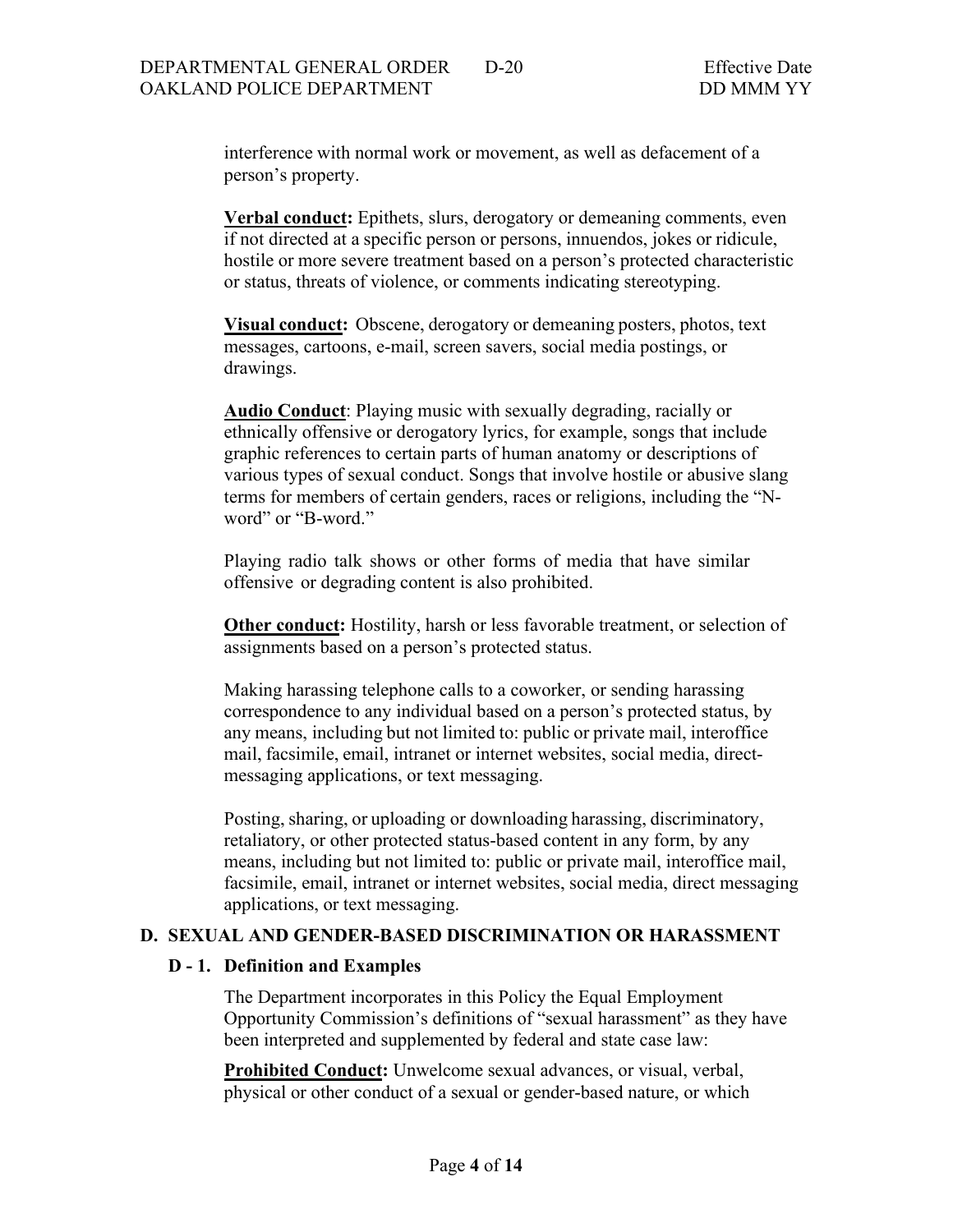interference with normal work or movement, as well as defacement of a person's property.

**Verbal conduct:** Epithets, slurs, derogatory or demeaning comments, even if not directed at a specific person or persons, innuendos, jokes or ridicule, hostile or more severe treatment based on a person's protected characteristic or status, threats of violence, or comments indicating stereotyping.

**Visual conduct:** Obscene, derogatory or demeaning posters, photos, text messages, cartoons, e-mail, screen savers, social media postings, or drawings.

**Audio Conduct**: Playing music with sexually degrading, racially or ethnically offensive or derogatory lyrics, for example, songs that include graphic references to certain parts of human anatomy or descriptions of various types of sexual conduct. Songs that involve hostile or abusive slang terms for members of certain genders, races or religions, including the "N-word" or "B-word."

Playing radio talk shows or other forms of media that have similar offensive or degrading content is also prohibited.

**Other conduct:** Hostility, harsh or less favorable treatment, or selection of assignments based on a person's protected status.

Making harassing telephone calls to a coworker, or sending harassing correspondence to any individual based on a person's protected status, by any means, including but not limited to: public or private mail, interoffice mail, facsimile, email, intranet or internet websites, social media, direct-messaging applications, or text messaging.

Posting, sharing, or uploading or downloading harassing, discriminatory, retaliatory, or other protected status-based content in any form, by any means, including but not limited to: public or private mail, interoffice mail, facsimile, email, intranet or internet websites, social media, direct messaging applications, or text messaging.

## D. SEXUAL AND GENDER-BASED DISCRIMINATION OR HARASSMENT

### D - 1. Definition and Examples

The Department incorporates in this Policy the Equal Employment Opportunity Commission's definitions of "sexual harassment" as they have been interpreted and supplemented by federal and state case law:

**Prohibited Conduct:** Unwelcome sexual advances, or visual, verbal, physical or other conduct of a sexual or gender-based nature, or which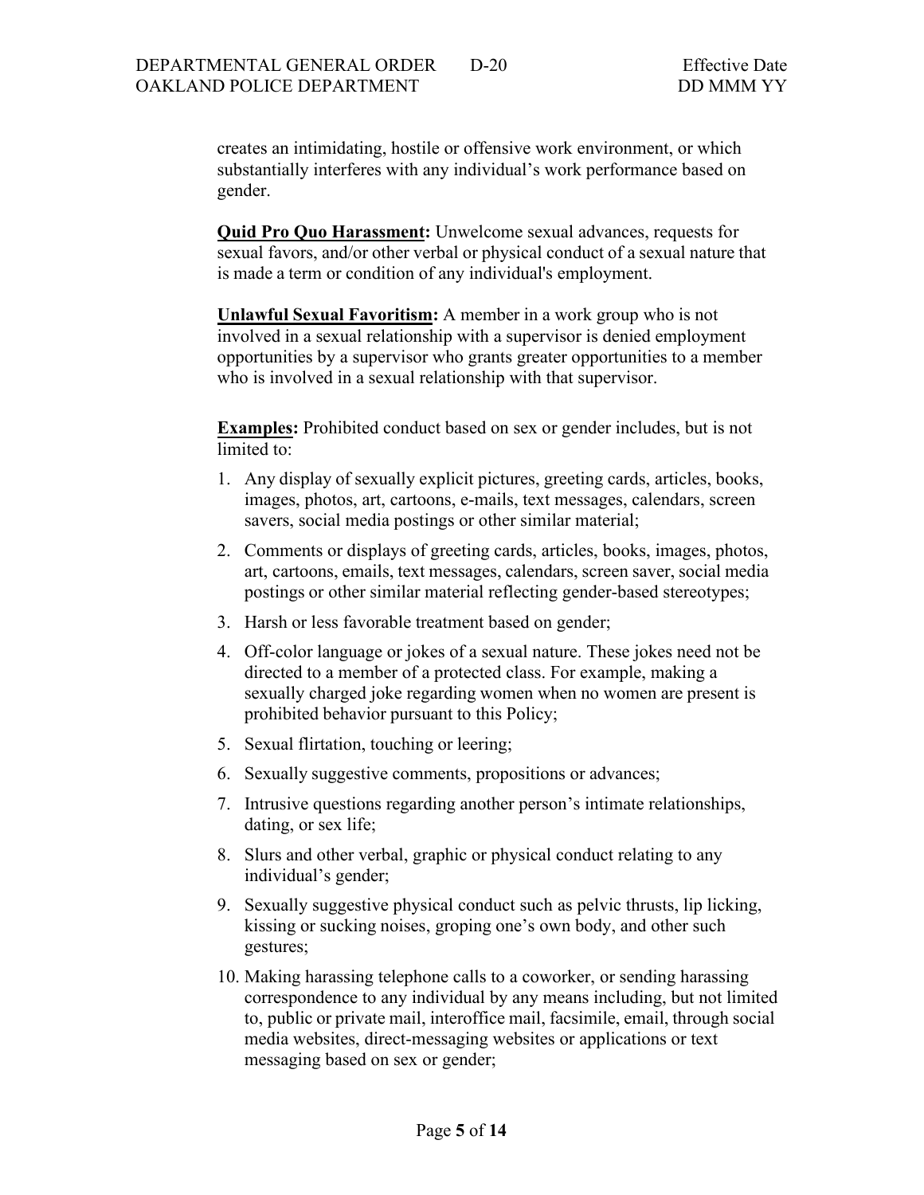creates an intimidating, hostile or offensive work environment, or which substantially interferes with any individual's work performance based on gender.

**Quid Pro Quo Harassment:** Unwelcome sexual advances, requests for sexual favors, and/or other verbal or physical conduct of a sexual nature that is made a term or condition of any individual's employment.

**Unlawful Sexual Favoritism:** A member in a work group who is not involved in a sexual relationship with a supervisor is denied employment opportunities by a supervisor who grants greater opportunities to a member who is involved in a sexual relationship with that supervisor.

**Examples:** Prohibited conduct based on sex or gender includes, but is not limited to:

1. Any display of sexually explicit pictures, greeting cards, articles, books, images, photos, art, cartoons, e-mails, text messages, calendars, screen savers, social media postings or other similar material;
2. Comments or displays of greeting cards, articles, books, images, photos, art, cartoons, emails, text messages, calendars, screen saver, social media postings or other similar material reflecting gender-based stereotypes;
3. Harsh or less favorable treatment based on gender;
4. Off-color language or jokes of a sexual nature. These jokes need not be directed to a member of a protected class. For example, making a sexually charged joke regarding women when no women are present is prohibited behavior pursuant to this Policy;
5. Sexual flirtation, touching or leering;
6. Sexually suggestive comments, propositions or advances;
7. Intrusive questions regarding another person's intimate relationships, dating, or sex life;
8. Slurs and other verbal, graphic or physical conduct relating to any individual's gender;
9. Sexually suggestive physical conduct such as pelvic thrusts, lip licking, kissing or sucking noises, groping one's own body, and other such gestures;
10. Making harassing telephone calls to a coworker, or sending harassing correspondence to any individual by any means including, but not limited to, public or private mail, interoffice mail, facsimile, email, through social media websites, direct-messaging websites or applications or text messaging based on sex or gender;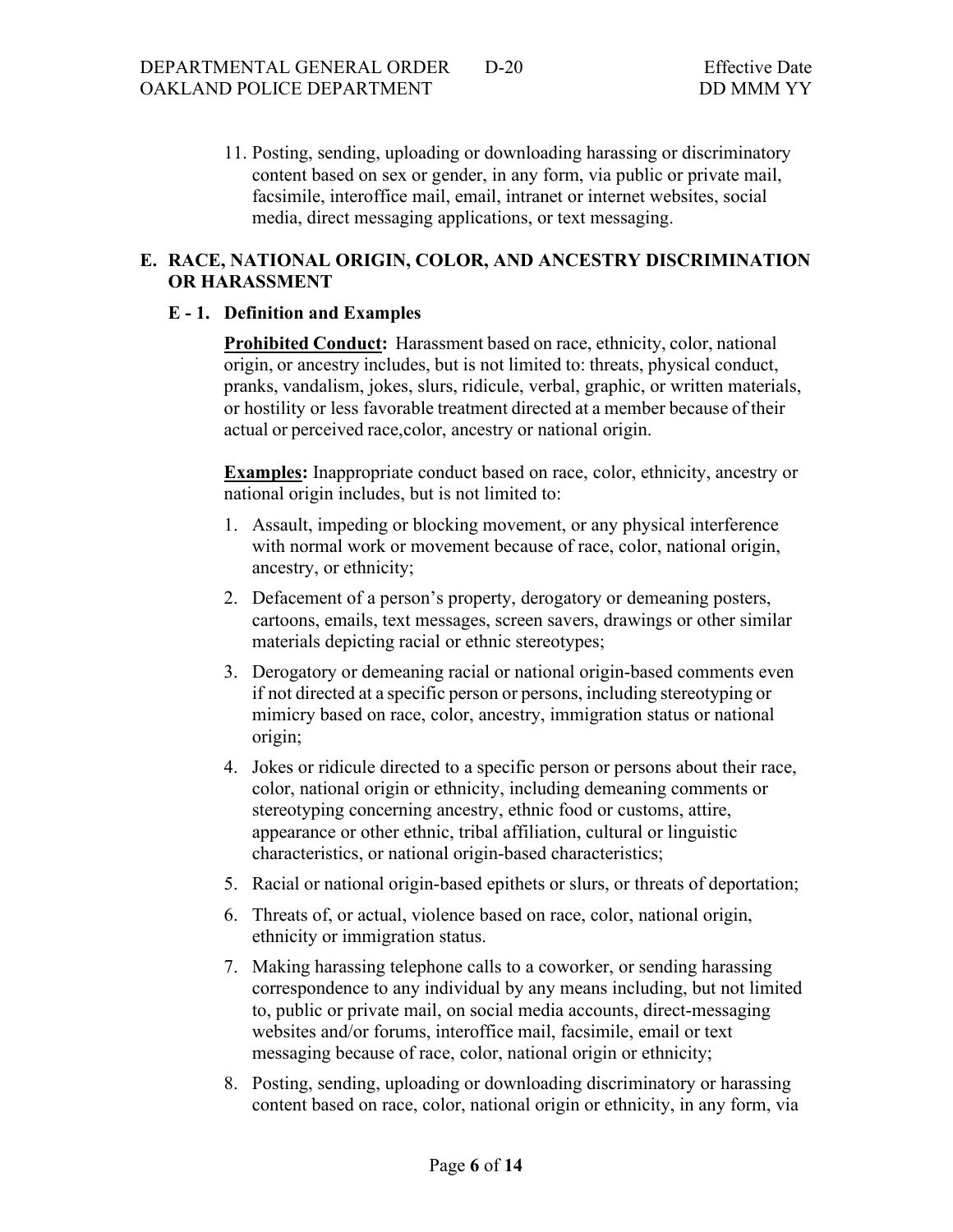11. Posting, sending, uploading or downloading harassing or discriminatory content based on sex or gender, in any form, via public or private mail, facsimile, interoffice mail, email, intranet or internet websites, social media, direct messaging applications, or text messaging.

## E. RACE, NATIONAL ORIGIN, COLOR, AND ANCESTRY DISCRIMINATION OR HARASSMENT

### E - 1. Definition and Examples

**Prohibited Conduct:** Harassment based on race, ethnicity, color, national origin, or ancestry includes, but is not limited to: threats, physical conduct, pranks, vandalism, jokes, slurs, ridicule, verbal, graphic, or written materials, or hostility or less favorable treatment directed at a member because of their actual or perceived race,color, ancestry or national origin.

**Examples:** Inappropriate conduct based on race, color, ethnicity, ancestry or national origin includes, but is not limited to:

1. Assault, impeding or blocking movement, or any physical interference with normal work or movement because of race, color, national origin, ancestry, or ethnicity;
2. Defacement of a person's property, derogatory or demeaning posters, cartoons, emails, text messages, screen savers, drawings or other similar materials depicting racial or ethnic stereotypes;
3. Derogatory or demeaning racial or national origin-based comments even if not directed at a specific person or persons, including stereotyping or mimicry based on race, color, ancestry, immigration status or national origin;
4. Jokes or ridicule directed to a specific person or persons about their race, color, national origin or ethnicity, including demeaning comments or stereotyping concerning ancestry, ethnic food or customs, attire, appearance or other ethnic, tribal affiliation, cultural or linguistic characteristics, or national origin-based characteristics;
5. Racial or national origin-based epithets or slurs, or threats of deportation;
6. Threats of, or actual, violence based on race, color, national origin, ethnicity or immigration status.
7. Making harassing telephone calls to a coworker, or sending harassing correspondence to any individual by any means including, but not limited to, public or private mail, on social media accounts, direct-messaging websites and/or forums, interoffice mail, facsimile, email or text messaging because of race, color, national origin or ethnicity;
8. Posting, sending, uploading or downloading discriminatory or harassing content based on race, color, national origin or ethnicity, in any form, via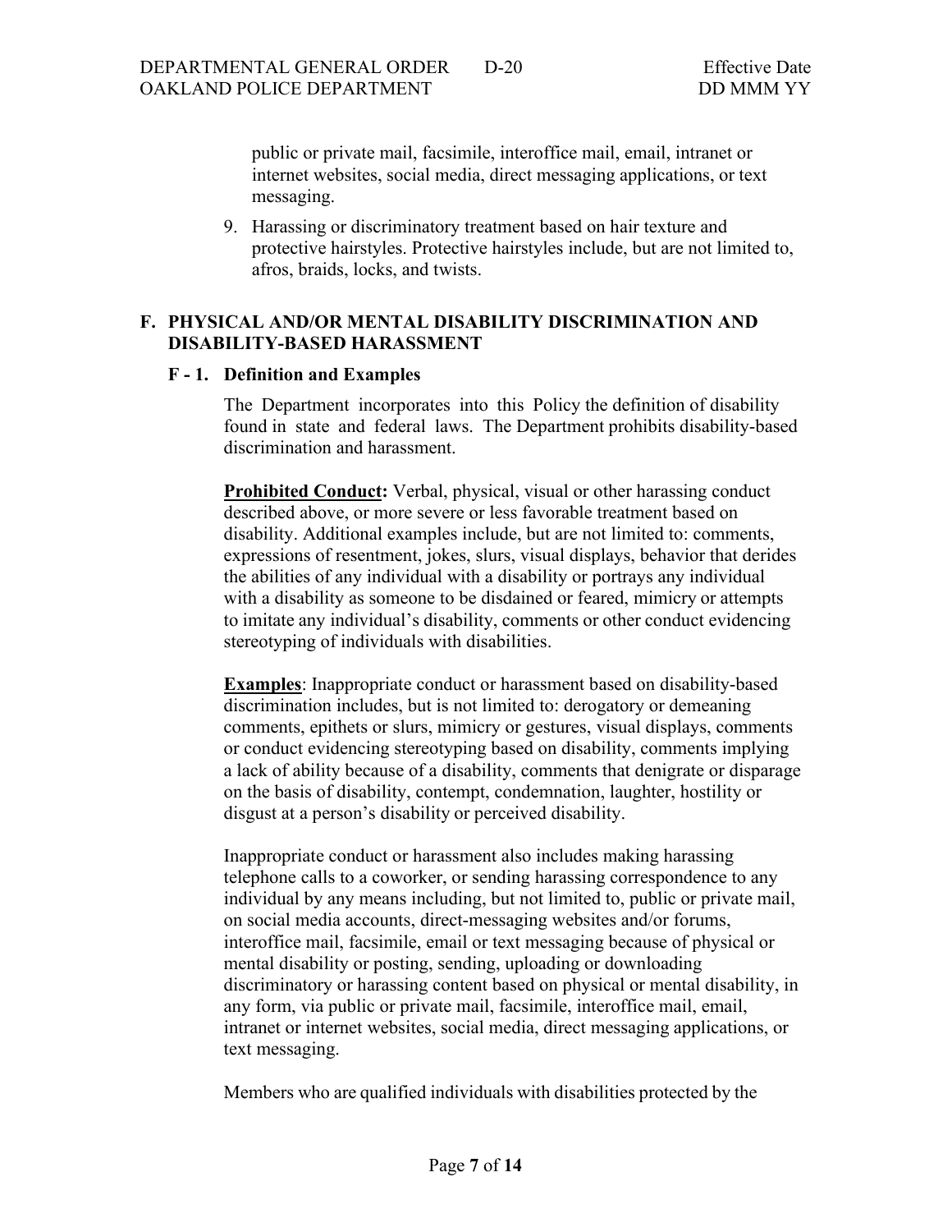public or private mail, facsimile, interoffice mail, email, intranet or internet websites, social media, direct messaging applications, or text messaging.

9. Harassing or discriminatory treatment based on hair texture and protective hairstyles. Protective hairstyles include, but are not limited to, afros, braids, locks, and twists.

## F. PHYSICAL AND/OR MENTAL DISABILITY DISCRIMINATION AND DISABILITY-BASED HARASSMENT

### F - 1. Definition and Examples

The Department incorporates into this Policy the definition of disability found in state and federal laws. The Department prohibits disability-based discrimination and harassment.

**Prohibited Conduct:** Verbal, physical, visual or other harassing conduct described above, or more severe or less favorable treatment based on disability. Additional examples include, but are not limited to: comments, expressions of resentment, jokes, slurs, visual displays, behavior that derides the abilities of any individual with a disability or portrays any individual with a disability as someone to be disdained or feared, mimicry or attempts to imitate any individual's disability, comments or other conduct evidencing stereotyping of individuals with disabilities.

**Examples**: Inappropriate conduct or harassment based on disability-based discrimination includes, but is not limited to: derogatory or demeaning comments, epithets or slurs, mimicry or gestures, visual displays, comments or conduct evidencing stereotyping based on disability, comments implying a lack of ability because of a disability, comments that denigrate or disparage on the basis of disability, contempt, condemnation, laughter, hostility or disgust at a person's disability or perceived disability.

Inappropriate conduct or harassment also includes making harassing telephone calls to a coworker, or sending harassing correspondence to any individual by any means including, but not limited to, public or private mail, on social media accounts, direct-messaging websites and/or forums, interoffice mail, facsimile, email or text messaging because of physical or mental disability or posting, sending, uploading or downloading discriminatory or harassing content based on physical or mental disability, in any form, via public or private mail, facsimile, interoffice mail, email, intranet or internet websites, social media, direct messaging applications, or text messaging.

Members who are qualified individuals with disabilities protected by the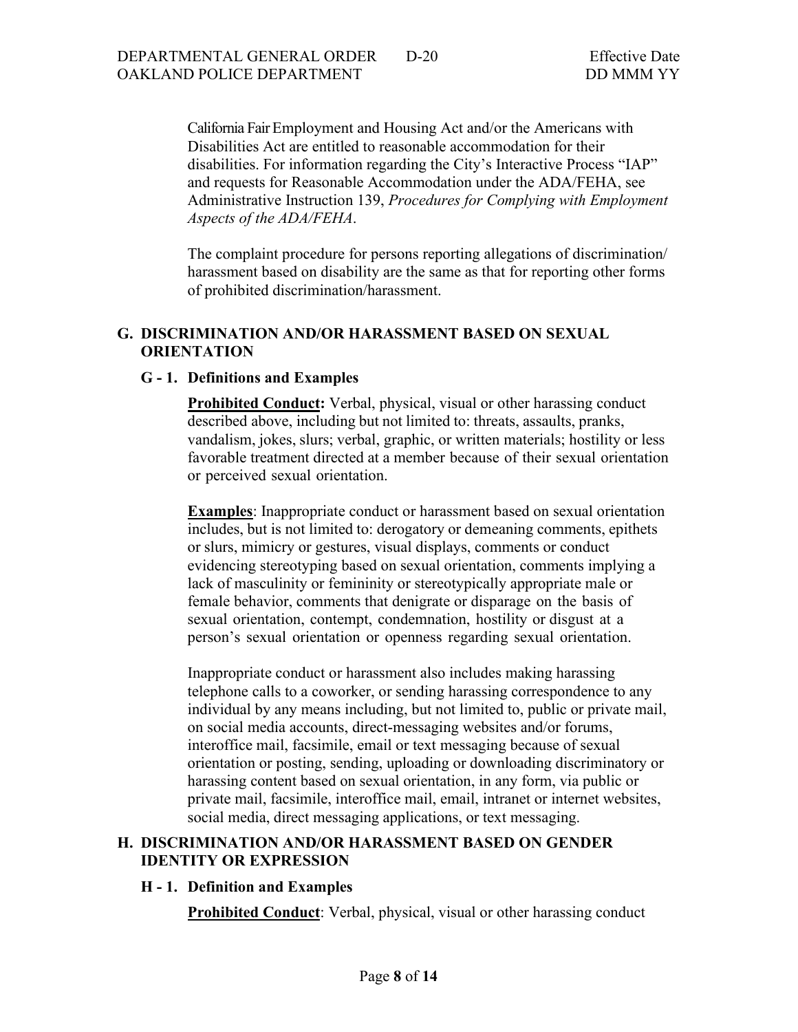California Fair Employment and Housing Act and/or the Americans with Disabilities Act are entitled to reasonable accommodation for their disabilities. For information regarding the City's Interactive Process "IAP" and requests for Reasonable Accommodation under the ADA/FEHA, see Administrative Instruction 139, *Procedures for Complying with Employment Aspects of the ADA/FEHA*.

The complaint procedure for persons reporting allegations of discrimination/ harassment based on disability are the same as that for reporting other forms of prohibited discrimination/harassment.

## G. DISCRIMINATION AND/OR HARASSMENT BASED ON SEXUAL ORIENTATION

### G - 1. Definitions and Examples

**Prohibited Conduct:** Verbal, physical, visual or other harassing conduct described above, including but not limited to: threats, assaults, pranks, vandalism, jokes, slurs; verbal, graphic, or written materials; hostility or less favorable treatment directed at a member because of their sexual orientation or perceived sexual orientation.

**Examples**: Inappropriate conduct or harassment based on sexual orientation includes, but is not limited to: derogatory or demeaning comments, epithets or slurs, mimicry or gestures, visual displays, comments or conduct evidencing stereotyping based on sexual orientation, comments implying a lack of masculinity or femininity or stereotypically appropriate male or female behavior, comments that denigrate or disparage on the basis of sexual orientation, contempt, condemnation, hostility or disgust at a person's sexual orientation or openness regarding sexual orientation.

Inappropriate conduct or harassment also includes making harassing telephone calls to a coworker, or sending harassing correspondence to any individual by any means including, but not limited to, public or private mail, on social media accounts, direct-messaging websites and/or forums, interoffice mail, facsimile, email or text messaging because of sexual orientation or posting, sending, uploading or downloading discriminatory or harassing content based on sexual orientation, in any form, via public or private mail, facsimile, interoffice mail, email, intranet or internet websites, social media, direct messaging applications, or text messaging.

## H. DISCRIMINATION AND/OR HARASSMENT BASED ON GENDER IDENTITY OR EXPRESSION

### H - 1. Definition and Examples

**Prohibited Conduct**: Verbal, physical, visual or other harassing conduct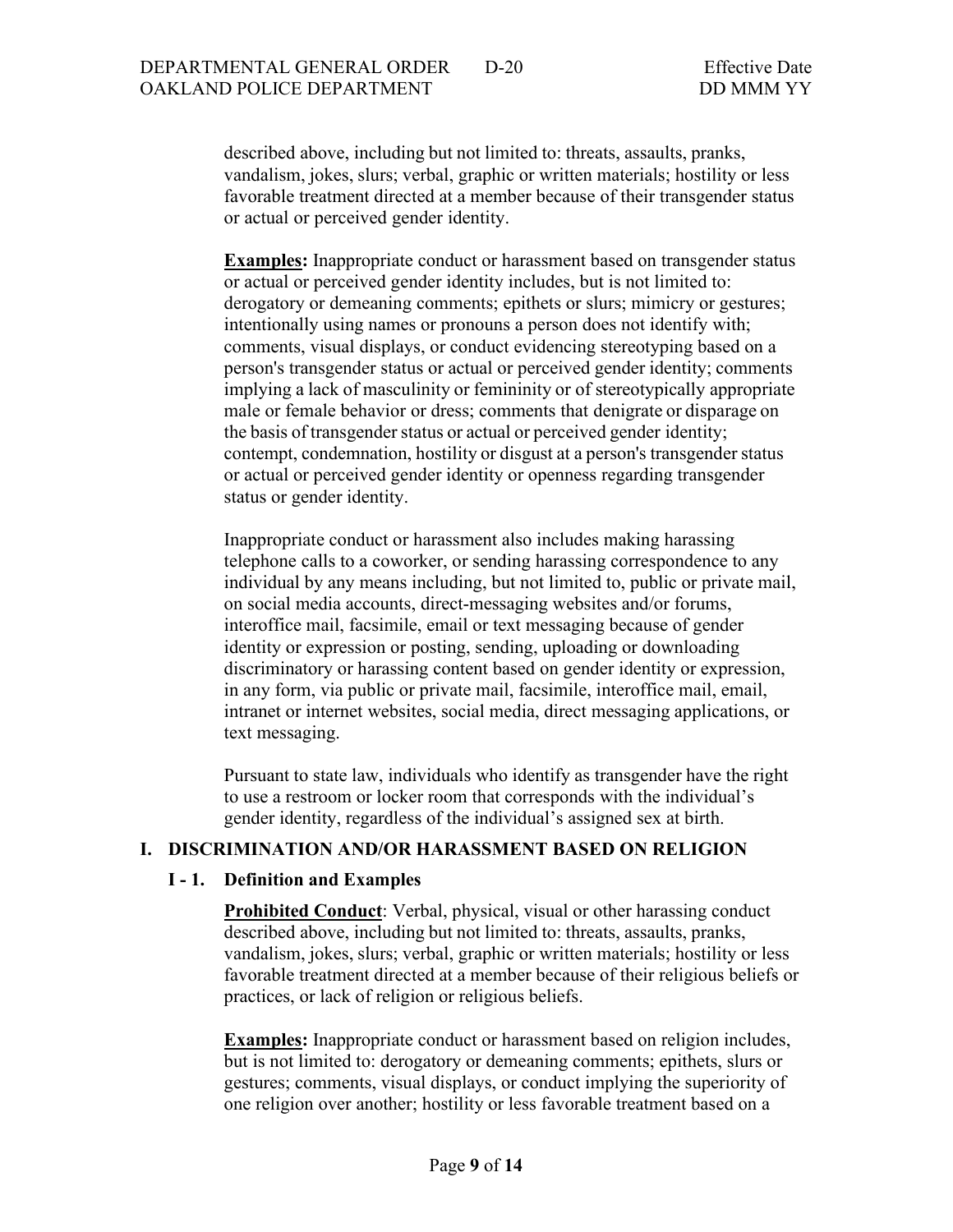described above, including but not limited to: threats, assaults, pranks, vandalism, jokes, slurs; verbal, graphic or written materials; hostility or less favorable treatment directed at a member because of their transgender status or actual or perceived gender identity.

**Examples:** Inappropriate conduct or harassment based on transgender status or actual or perceived gender identity includes, but is not limited to: derogatory or demeaning comments; epithets or slurs; mimicry or gestures; intentionally using names or pronouns a person does not identify with; comments, visual displays, or conduct evidencing stereotyping based on a person's transgender status or actual or perceived gender identity; comments implying a lack of masculinity or femininity or of stereotypically appropriate male or female behavior or dress; comments that denigrate or disparage on the basis of transgender status or actual or perceived gender identity; contempt, condemnation, hostility or disgust at a person's transgender status or actual or perceived gender identity or openness regarding transgender status or gender identity.

Inappropriate conduct or harassment also includes making harassing telephone calls to a coworker, or sending harassing correspondence to any individual by any means including, but not limited to, public or private mail, on social media accounts, direct-messaging websites and/or forums, interoffice mail, facsimile, email or text messaging because of gender identity or expression or posting, sending, uploading or downloading discriminatory or harassing content based on gender identity or expression, in any form, via public or private mail, facsimile, interoffice mail, email, intranet or internet websites, social media, direct messaging applications, or text messaging.

Pursuant to state law, individuals who identify as transgender have the right to use a restroom or locker room that corresponds with the individual's gender identity, regardless of the individual's assigned sex at birth.

## I. DISCRIMINATION AND/OR HARASSMENT BASED ON RELIGION

### I - 1. Definition and Examples

**Prohibited Conduct**: Verbal, physical, visual or other harassing conduct described above, including but not limited to: threats, assaults, pranks, vandalism, jokes, slurs; verbal, graphic or written materials; hostility or less favorable treatment directed at a member because of their religious beliefs or practices, or lack of religion or religious beliefs.

**Examples:** Inappropriate conduct or harassment based on religion includes, but is not limited to: derogatory or demeaning comments; epithets, slurs or gestures; comments, visual displays, or conduct implying the superiority of one religion over another; hostility or less favorable treatment based on a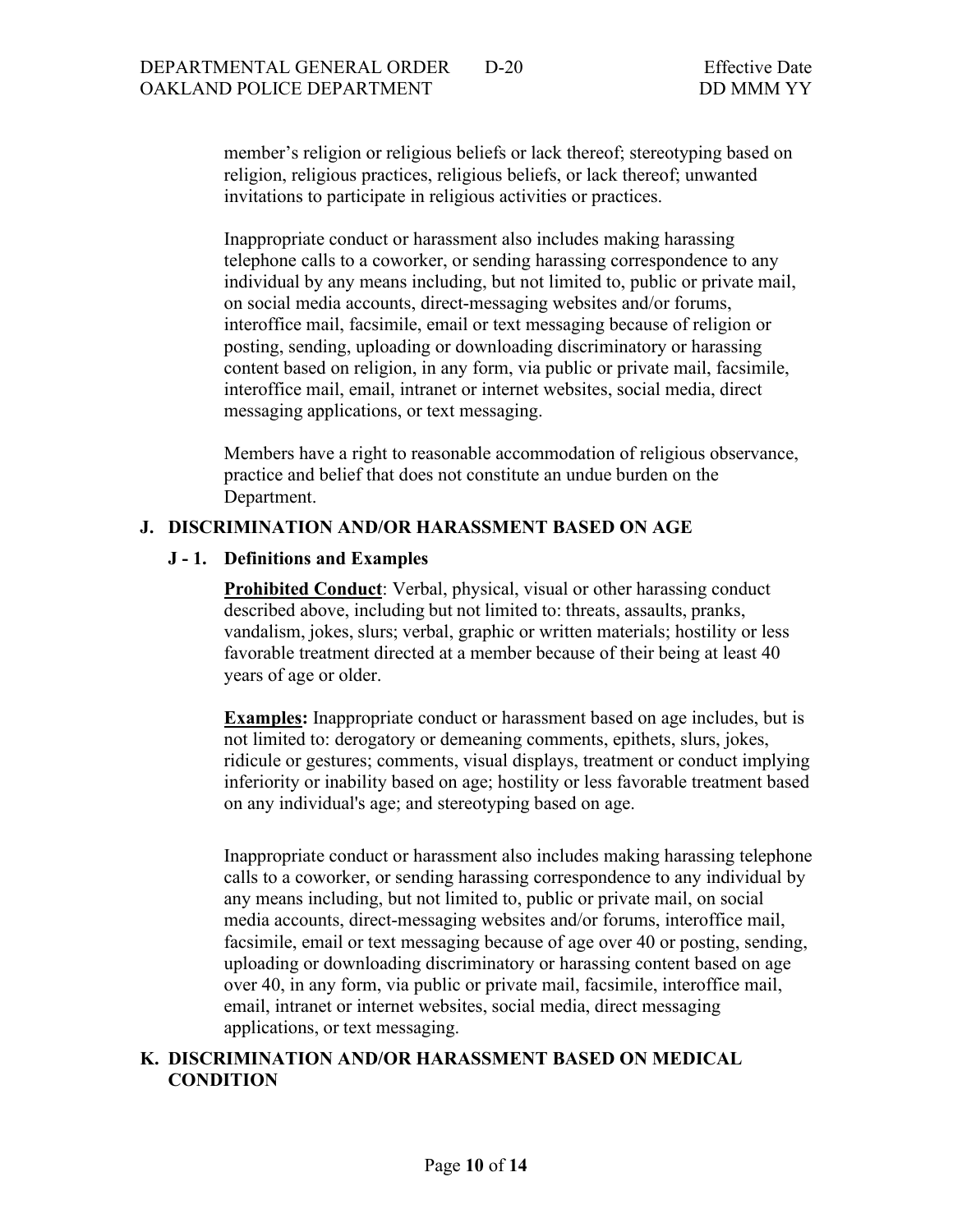member's religion or religious beliefs or lack thereof; stereotyping based on religion, religious practices, religious beliefs, or lack thereof; unwanted invitations to participate in religious activities or practices.

Inappropriate conduct or harassment also includes making harassing telephone calls to a coworker, or sending harassing correspondence to any individual by any means including, but not limited to, public or private mail, on social media accounts, direct-messaging websites and/or forums, interoffice mail, facsimile, email or text messaging because of religion or posting, sending, uploading or downloading discriminatory or harassing content based on religion, in any form, via public or private mail, facsimile, interoffice mail, email, intranet or internet websites, social media, direct messaging applications, or text messaging.

Members have a right to reasonable accommodation of religious observance, practice and belief that does not constitute an undue burden on the Department.

## J. DISCRIMINATION AND/OR HARASSMENT BASED ON AGE

### J - 1. Definitions and Examples

**Prohibited Conduct**: Verbal, physical, visual or other harassing conduct described above, including but not limited to: threats, assaults, pranks, vandalism, jokes, slurs; verbal, graphic or written materials; hostility or less favorable treatment directed at a member because of their being at least 40 years of age or older.

**Examples:** Inappropriate conduct or harassment based on age includes, but is not limited to: derogatory or demeaning comments, epithets, slurs, jokes, ridicule or gestures; comments, visual displays, treatment or conduct implying inferiority or inability based on age; hostility or less favorable treatment based on any individual's age; and stereotyping based on age.

Inappropriate conduct or harassment also includes making harassing telephone calls to a coworker, or sending harassing correspondence to any individual by any means including, but not limited to, public or private mail, on social media accounts, direct-messaging websites and/or forums, interoffice mail, facsimile, email or text messaging because of age over 40 or posting, sending, uploading or downloading discriminatory or harassing content based on age over 40, in any form, via public or private mail, facsimile, interoffice mail, email, intranet or internet websites, social media, direct messaging applications, or text messaging.

## K. DISCRIMINATION AND/OR HARASSMENT BASED ON MEDICAL CONDITION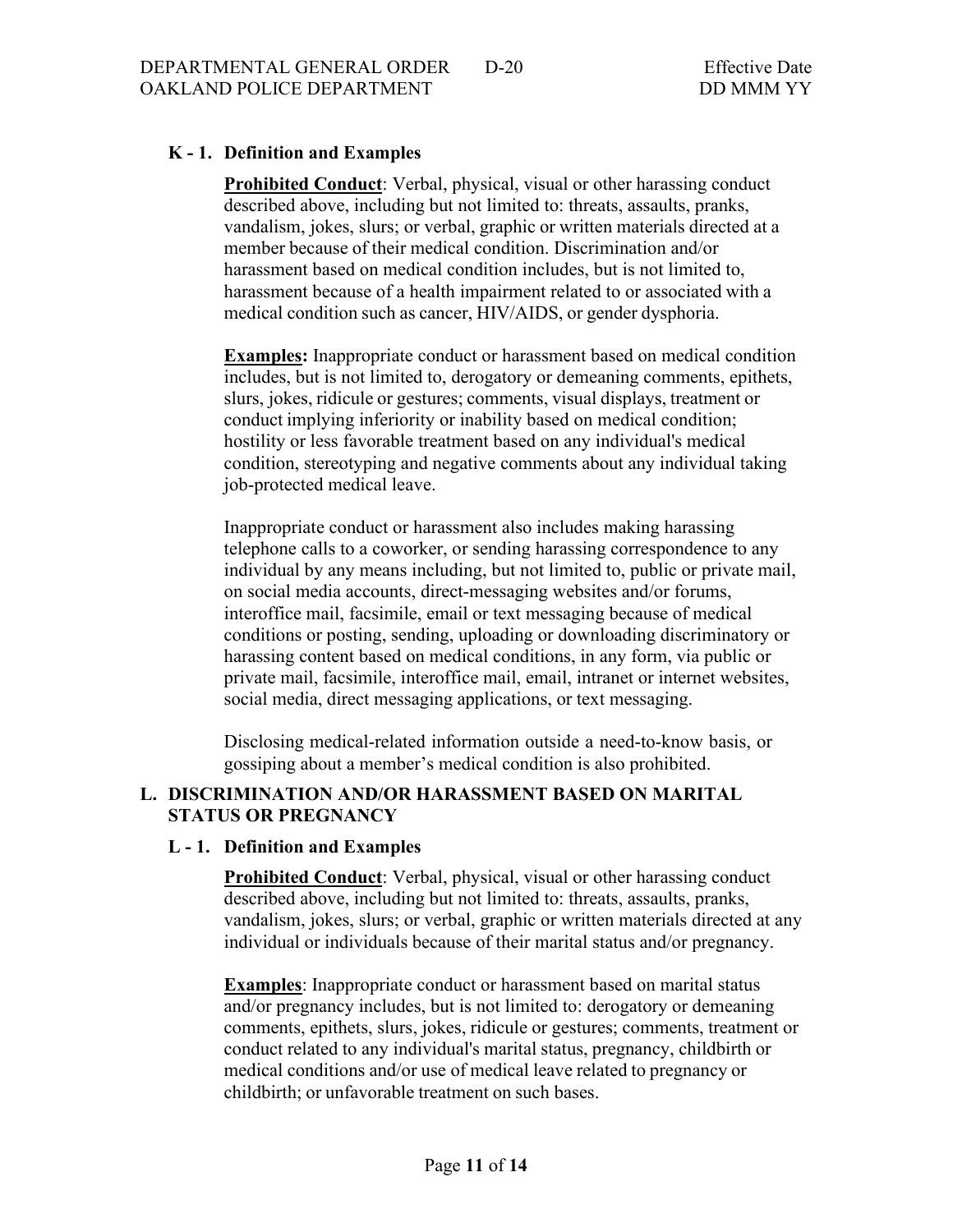### K - 1. Definition and Examples

**Prohibited Conduct**: Verbal, physical, visual or other harassing conduct described above, including but not limited to: threats, assaults, pranks, vandalism, jokes, slurs; or verbal, graphic or written materials directed at a member because of their medical condition. Discrimination and/or harassment based on medical condition includes, but is not limited to, harassment because of a health impairment related to or associated with a medical condition such as cancer, HIV/AIDS, or gender dysphoria.

**Examples:** Inappropriate conduct or harassment based on medical condition includes, but is not limited to, derogatory or demeaning comments, epithets, slurs, jokes, ridicule or gestures; comments, visual displays, treatment or conduct implying inferiority or inability based on medical condition; hostility or less favorable treatment based on any individual's medical condition, stereotyping and negative comments about any individual taking job-protected medical leave.

Inappropriate conduct or harassment also includes making harassing telephone calls to a coworker, or sending harassing correspondence to any individual by any means including, but not limited to, public or private mail, on social media accounts, direct-messaging websites and/or forums, interoffice mail, facsimile, email or text messaging because of medical conditions or posting, sending, uploading or downloading discriminatory or harassing content based on medical conditions, in any form, via public or private mail, facsimile, interoffice mail, email, intranet or internet websites, social media, direct messaging applications, or text messaging.

Disclosing medical-related information outside a need-to-know basis, or gossiping about a member's medical condition is also prohibited.

## L. DISCRIMINATION AND/OR HARASSMENT BASED ON MARITAL STATUS OR PREGNANCY

### L - 1. Definition and Examples

**Prohibited Conduct**: Verbal, physical, visual or other harassing conduct described above, including but not limited to: threats, assaults, pranks, vandalism, jokes, slurs; or verbal, graphic or written materials directed at any individual or individuals because of their marital status and/or pregnancy.

**Examples**: Inappropriate conduct or harassment based on marital status and/or pregnancy includes, but is not limited to: derogatory or demeaning comments, epithets, slurs, jokes, ridicule or gestures; comments, treatment or conduct related to any individual's marital status, pregnancy, childbirth or medical conditions and/or use of medical leave related to pregnancy or childbirth; or unfavorable treatment on such bases.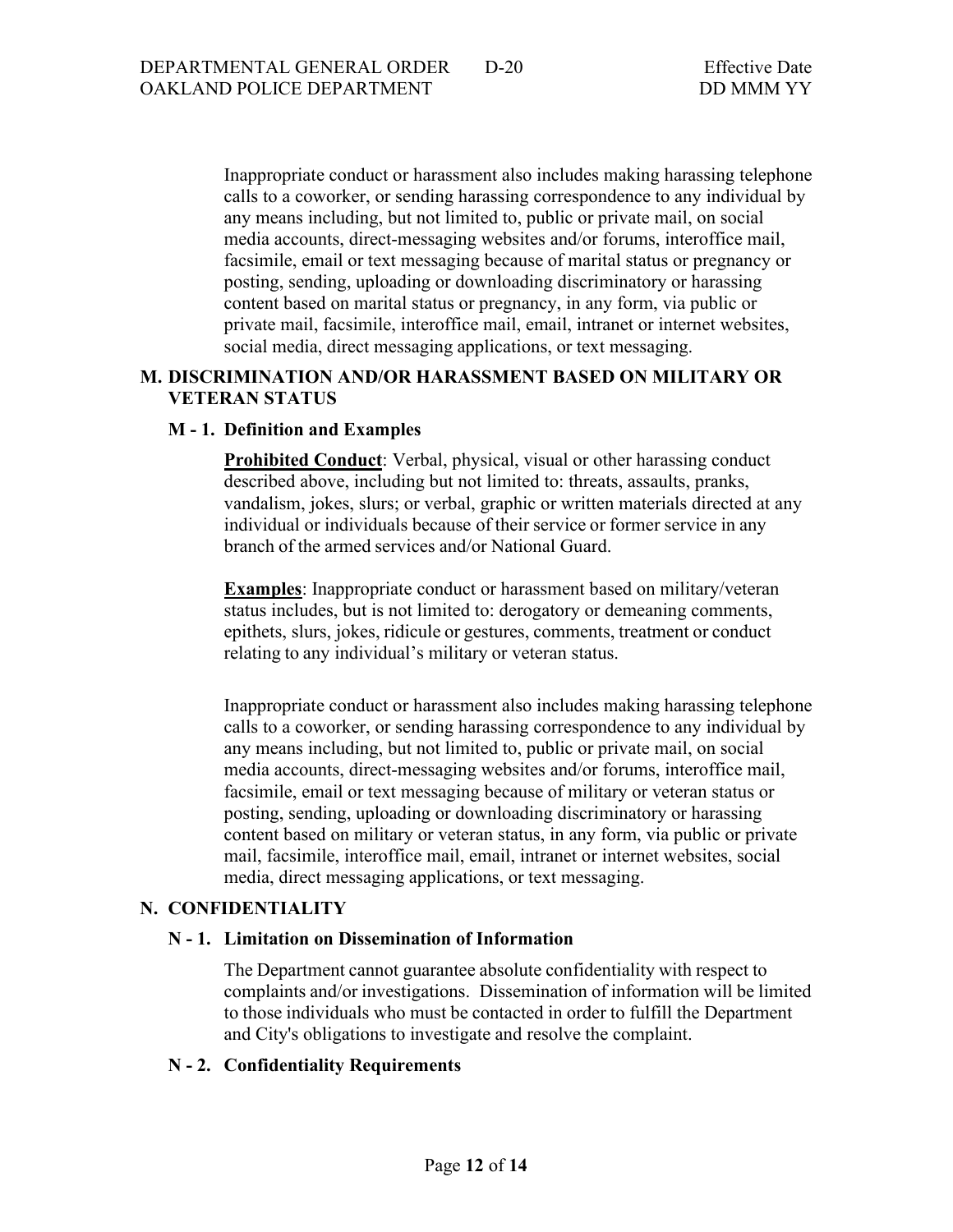Inappropriate conduct or harassment also includes making harassing telephone calls to a coworker, or sending harassing correspondence to any individual by any means including, but not limited to, public or private mail, on social media accounts, direct-messaging websites and/or forums, interoffice mail, facsimile, email or text messaging because of marital status or pregnancy or posting, sending, uploading or downloading discriminatory or harassing content based on marital status or pregnancy, in any form, via public or private mail, facsimile, interoffice mail, email, intranet or internet websites, social media, direct messaging applications, or text messaging.

## M. DISCRIMINATION AND/OR HARASSMENT BASED ON MILITARY OR VETERAN STATUS

### M - 1. Definition and Examples

**Prohibited Conduct**: Verbal, physical, visual or other harassing conduct described above, including but not limited to: threats, assaults, pranks, vandalism, jokes, slurs; or verbal, graphic or written materials directed at any individual or individuals because of their service or former service in any branch of the armed services and/or National Guard.

**Examples**: Inappropriate conduct or harassment based on military/veteran status includes, but is not limited to: derogatory or demeaning comments, epithets, slurs, jokes, ridicule or gestures, comments, treatment or conduct relating to any individual's military or veteran status.

Inappropriate conduct or harassment also includes making harassing telephone calls to a coworker, or sending harassing correspondence to any individual by any means including, but not limited to, public or private mail, on social media accounts, direct-messaging websites and/or forums, interoffice mail, facsimile, email or text messaging because of military or veteran status or posting, sending, uploading or downloading discriminatory or harassing content based on military or veteran status, in any form, via public or private mail, facsimile, interoffice mail, email, intranet or internet websites, social media, direct messaging applications, or text messaging.

## N. CONFIDENTIALITY

### N - 1. Limitation on Dissemination of Information

The Department cannot guarantee absolute confidentiality with respect to complaints and/or investigations. Dissemination of information will be limited to those individuals who must be contacted in order to fulfill the Department and City's obligations to investigate and resolve the complaint.

### N - 2. Confidentiality Requirements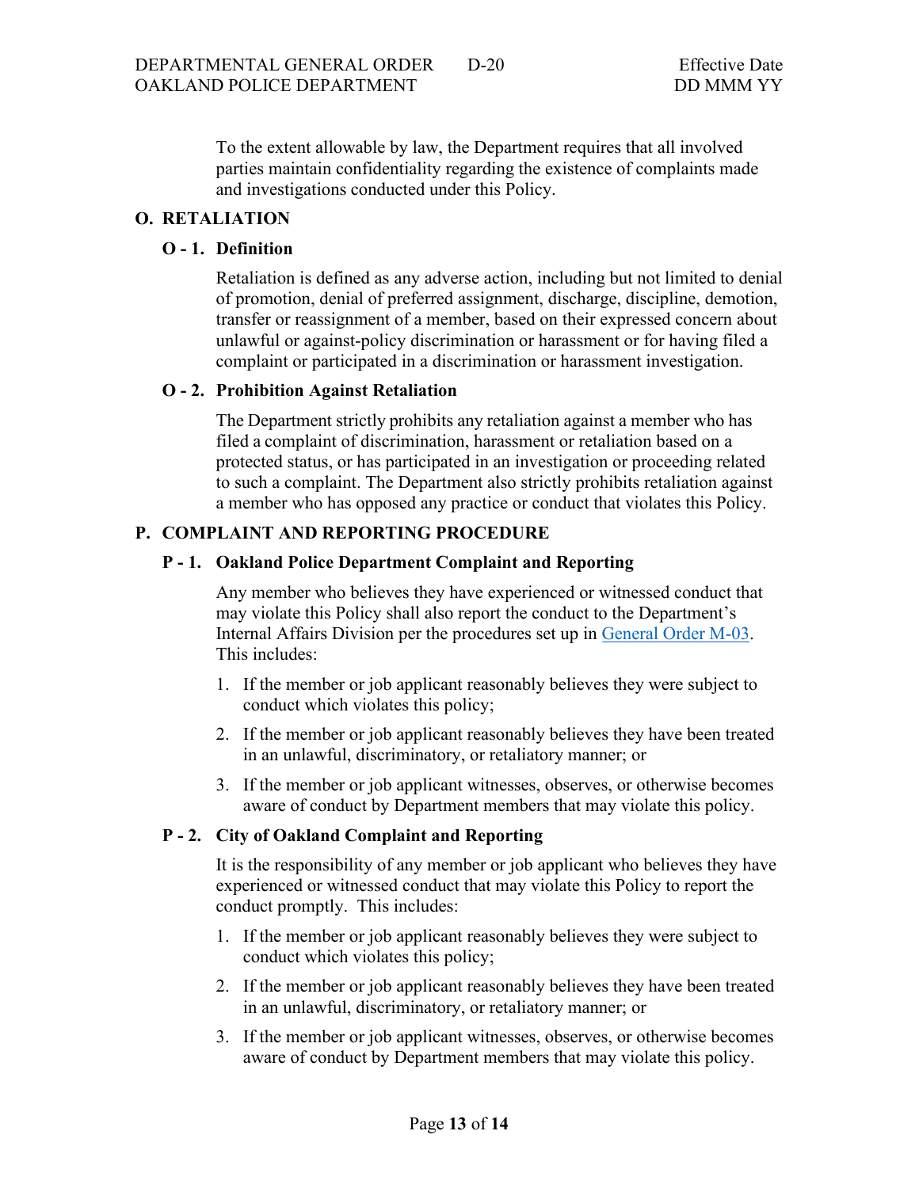To the extent allowable by law, the Department requires that all involved parties maintain confidentiality regarding the existence of complaints made and investigations conducted under this Policy.

## O. RETALIATION

### O - 1. Definition

Retaliation is defined as any adverse action, including but not limited to denial of promotion, denial of preferred assignment, discharge, discipline, demotion, transfer or reassignment of a member, based on their expressed concern about unlawful or against-policy discrimination or harassment or for having filed a complaint or participated in a discrimination or harassment investigation.

### O - 2. Prohibition Against Retaliation

The Department strictly prohibits any retaliation against a member who has filed a complaint of discrimination, harassment or retaliation based on a protected status, or has participated in an investigation or proceeding related to such a complaint. The Department also strictly prohibits retaliation against a member who has opposed any practice or conduct that violates this Policy.

## P. COMPLAINT AND REPORTING PROCEDURE

### P - 1. Oakland Police Department Complaint and Reporting

Any member who believes they have experienced or witnessed conduct that may violate this Policy shall also report the conduct to the Department's Internal Affairs Division per the procedures set up in General Order M-03. This includes:

1. If the member or job applicant reasonably believes they were subject to conduct which violates this policy;
2. If the member or job applicant reasonably believes they have been treated in an unlawful, discriminatory, or retaliatory manner; or
3. If the member or job applicant witnesses, observes, or otherwise becomes aware of conduct by Department members that may violate this policy.

### P - 2. City of Oakland Complaint and Reporting

It is the responsibility of any member or job applicant who believes they have experienced or witnessed conduct that may violate this Policy to report the conduct promptly. This includes:

1. If the member or job applicant reasonably believes they were subject to conduct which violates this policy;
2. If the member or job applicant reasonably believes they have been treated in an unlawful, discriminatory, or retaliatory manner; or
3. If the member or job applicant witnesses, observes, or otherwise becomes aware of conduct by Department members that may violate this policy.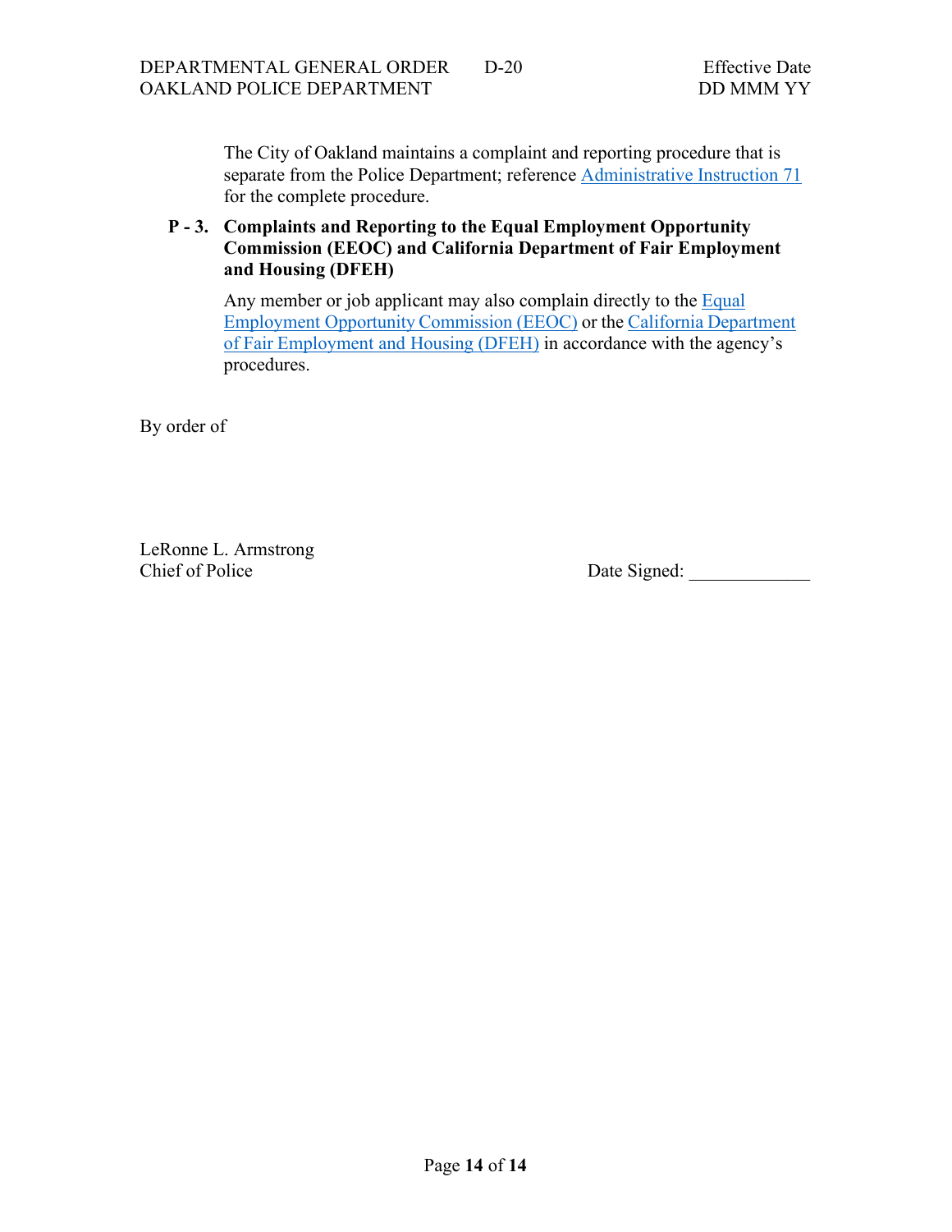The City of Oakland maintains a complaint and reporting procedure that is separate from the Police Department; reference Administrative Instruction 71 for the complete procedure.

**P - 3. Complaints and Reporting to the Equal Employment Opportunity Commission (EEOC) and California Department of Fair Employment and Housing (DFEH)**

Any member or job applicant may also complain directly to the Equal Employment Opportunity Commission (EEOC) or the California Department of Fair Employment and Housing (DFEH) in accordance with the agency's procedures.

By order of

LeRonne L. Armstrong
Chief of Police

Date Signed: _____________